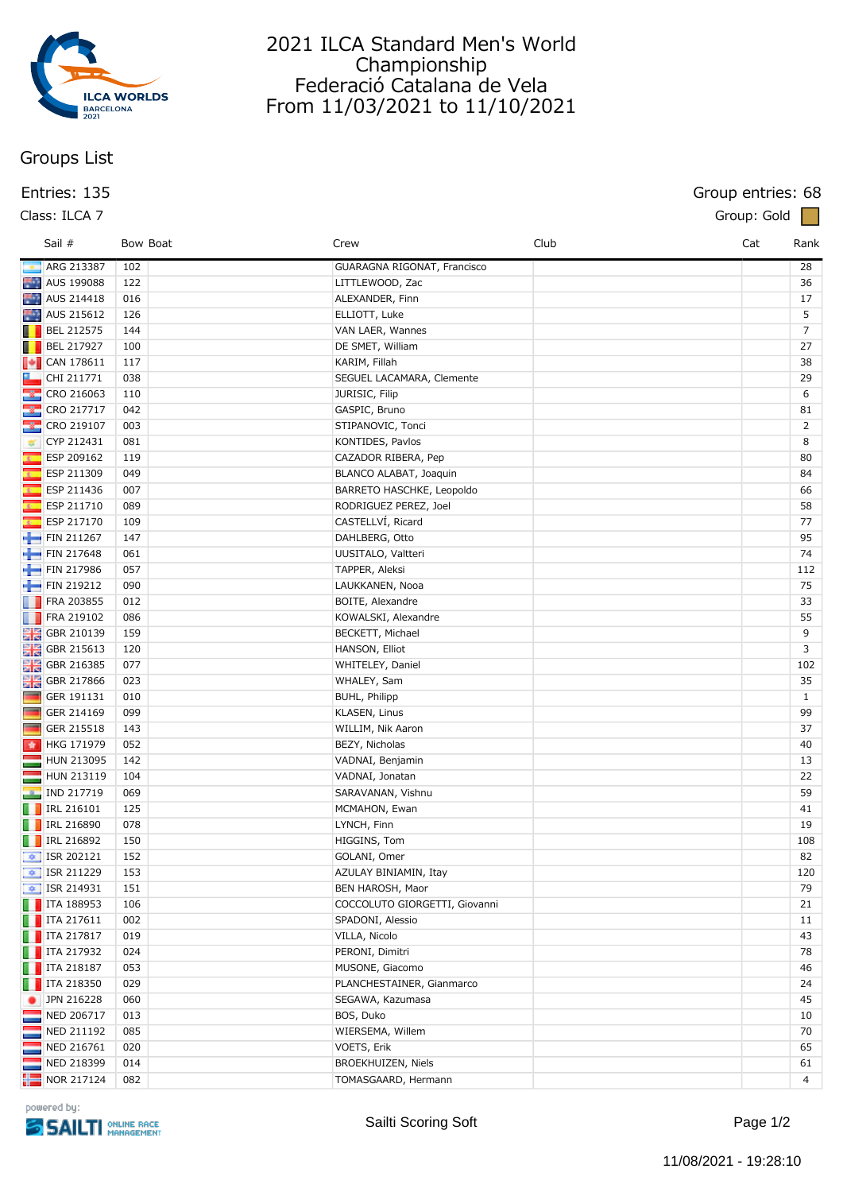# 2021 ILCA Standard Men's World Championship
## Federació Catalana de Vela
## From 11/03/2021 to 11/10/2021

## Groups List

Entries: 135

Class: ILCA 7

Group entries: 68

Group: Gold

| Sail # | Bow | Boat | Crew | Club | Cat | Rank |
|---|---|---|---|---|---|---|
| ARG 213387 | 102 | | GUARAGNA RIGONAT, Francisco | | | 28 |
| AUS 199088 | 122 | | LITTLEWOOD, Zac | | | 36 |
| AUS 214418 | 016 | | ALEXANDER, Finn | | | 17 |
| AUS 215612 | 126 | | ELLIOTT, Luke | | | 5 |
| BEL 212575 | 144 | | VAN LAER, Wannes | | | 7 |
| BEL 217927 | 100 | | DE SMET, William | | | 27 |
| CAN 178611 | 117 | | KARIM, Fillah | | | 38 |
| CHI 211771 | 038 | | SEGUEL LACAMARA, Clemente | | | 29 |
| CRO 216063 | 110 | | JURISIC, Filip | | | 6 |
| CRO 217717 | 042 | | GASPIC, Bruno | | | 81 |
| CRO 219107 | 003 | | STIPANOVIC, Tonci | | | 2 |
| CYP 212431 | 081 | | KONTIDES, Pavlos | | | 8 |
| ESP 209162 | 119 | | CAZADOR RIBERA, Pep | | | 80 |
| ESP 211309 | 049 | | BLANCO ALABAT, Joaquin | | | 84 |
| ESP 211436 | 007 | | BARRETO HASCHKE, Leopoldo | | | 66 |
| ESP 211710 | 089 | | RODRIGUEZ PEREZ, Joel | | | 58 |
| ESP 217170 | 109 | | CASTELLVÍ, Ricard | | | 77 |
| FIN 211267 | 147 | | DAHLBERG, Otto | | | 95 |
| FIN 217648 | 061 | | UUSITALO, Valtteri | | | 74 |
| FIN 217986 | 057 | | TAPPER, Aleksi | | | 112 |
| FIN 219212 | 090 | | LAUKKANEN, Nooa | | | 75 |
| FRA 203855 | 012 | | BOITE, Alexandre | | | 33 |
| FRA 219102 | 086 | | KOWALSKI, Alexandre | | | 55 |
| GBR 210139 | 159 | | BECKETT, Michael | | | 9 |
| GBR 215613 | 120 | | HANSON, Elliot | | | 3 |
| GBR 216385 | 077 | | WHITELEY, Daniel | | | 102 |
| GBR 217866 | 023 | | WHALEY, Sam | | | 35 |
| GER 191131 | 010 | | BUHL, Philipp | | | 1 |
| GER 214169 | 099 | | KLASEN, Linus | | | 99 |
| GER 215518 | 143 | | WILLIM, Nik Aaron | | | 37 |
| HKG 171979 | 052 | | BEZY, Nicholas | | | 40 |
| HUN 213095 | 142 | | VADNAI, Benjamin | | | 13 |
| HUN 213119 | 104 | | VADNAI, Jonatan | | | 22 |
| IND 217719 | 069 | | SARAVANAN, Vishnu | | | 59 |
| IRL 216101 | 125 | | MCMAHON, Ewan | | | 41 |
| IRL 216890 | 078 | | LYNCH, Finn | | | 19 |
| IRL 216892 | 150 | | HIGGINS, Tom | | | 108 |
| ISR 202121 | 152 | | GOLANI, Omer | | | 82 |
| ISR 211229 | 153 | | AZULAY BINIAMIN, Itay | | | 120 |
| ISR 214931 | 151 | | BEN HAROSH, Maor | | | 79 |
| ITA 188953 | 106 | | COCCOLUTO GIORGETTI, Giovanni | | | 21 |
| ITA 217611 | 002 | | SPADONI, Alessio | | | 11 |
| ITA 217817 | 019 | | VILLA, Nicolo | | | 43 |
| ITA 217932 | 024 | | PERONI, Dimitri | | | 78 |
| ITA 218187 | 053 | | MUSONE, Giacomo | | | 46 |
| ITA 218350 | 029 | | PLANCHESTAINER, Gianmarco | | | 24 |
| JPN 216228 | 060 | | SEGAWA, Kazumasa | | | 45 |
| NED 206717 | 013 | | BOS, Duko | | | 10 |
| NED 211192 | 085 | | WIERSEMA, Willem | | | 70 |
| NED 216761 | 020 | | VOETS, Erik | | | 65 |
| NED 218399 | 014 | | BROEKHUIZEN, Niels | | | 61 |
| NOR 217124 | 082 | | TOMASGAARD, Hermann | | | 4 |

powered by: SAILTI ONLINE RACE MANAGEMENT

Sailti Scoring Soft

11/08/2021 - 19:28:10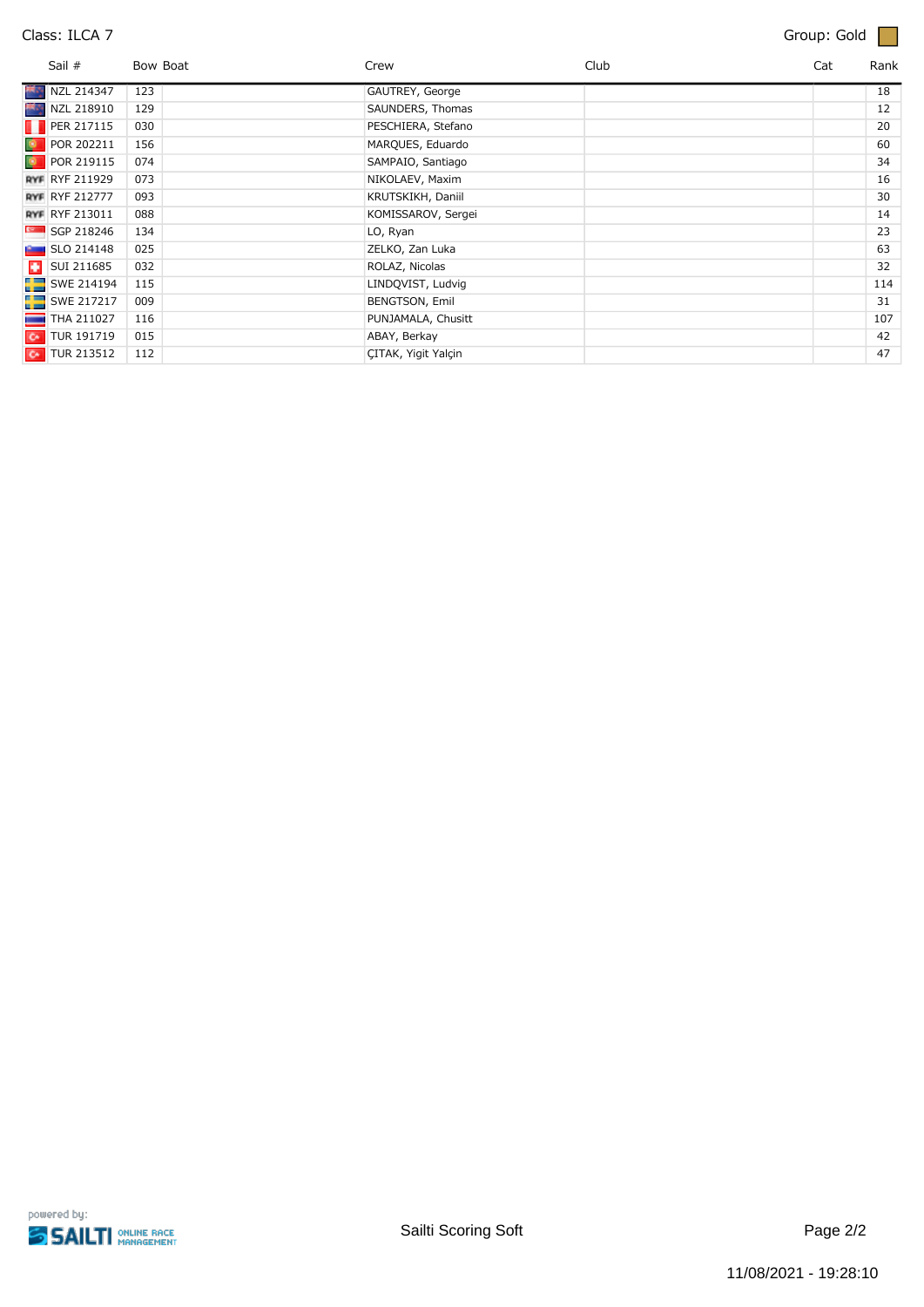Class: ILCA 7

Group: Gold

| Sail # | Bow | Boat | Crew | Club | Cat | Rank |
|---|---|---|---|---|---|---|
| NZL 214347 | 123 | | GAUTREY, George | | | 18 |
| NZL 218910 | 129 | | SAUNDERS, Thomas | | | 12 |
| PER 217115 | 030 | | PESCHIERA, Stefano | | | 20 |
| POR 202211 | 156 | | MARQUES, Eduardo | | | 60 |
| POR 219115 | 074 | | SAMPAIO, Santiago | | | 34 |
| RYF 211929 | 073 | | NIKOLAEV, Maxim | | | 16 |
| RYF 212777 | 093 | | KRUTSKIKH, Daniil | | | 30 |
| RYF 213011 | 088 | | KOMISSAROV, Sergei | | | 14 |
| SGP 218246 | 134 | | LO, Ryan | | | 23 |
| SLO 214148 | 025 | | ZELKO, Zan Luka | | | 63 |
| SUI 211685 | 032 | | ROLAZ, Nicolas | | | 32 |
| SWE 214194 | 115 | | LINDQVIST, Ludvig | | | 114 |
| SWE 217217 | 009 | | BENGTSON, Emil | | | 31 |
| THA 211027 | 116 | | PUNJAMALA, Chusitt | | | 107 |
| TUR 191719 | 015 | | ABAY, Berkay | | | 42 |
| TUR 213512 | 112 | | ÇITAK, Yigit Yalçin | | | 47 |

powered by: SAILTI ONLINE RACE MANAGEMENT

Sailti Scoring Soft

11/08/2021 - 19:28:10